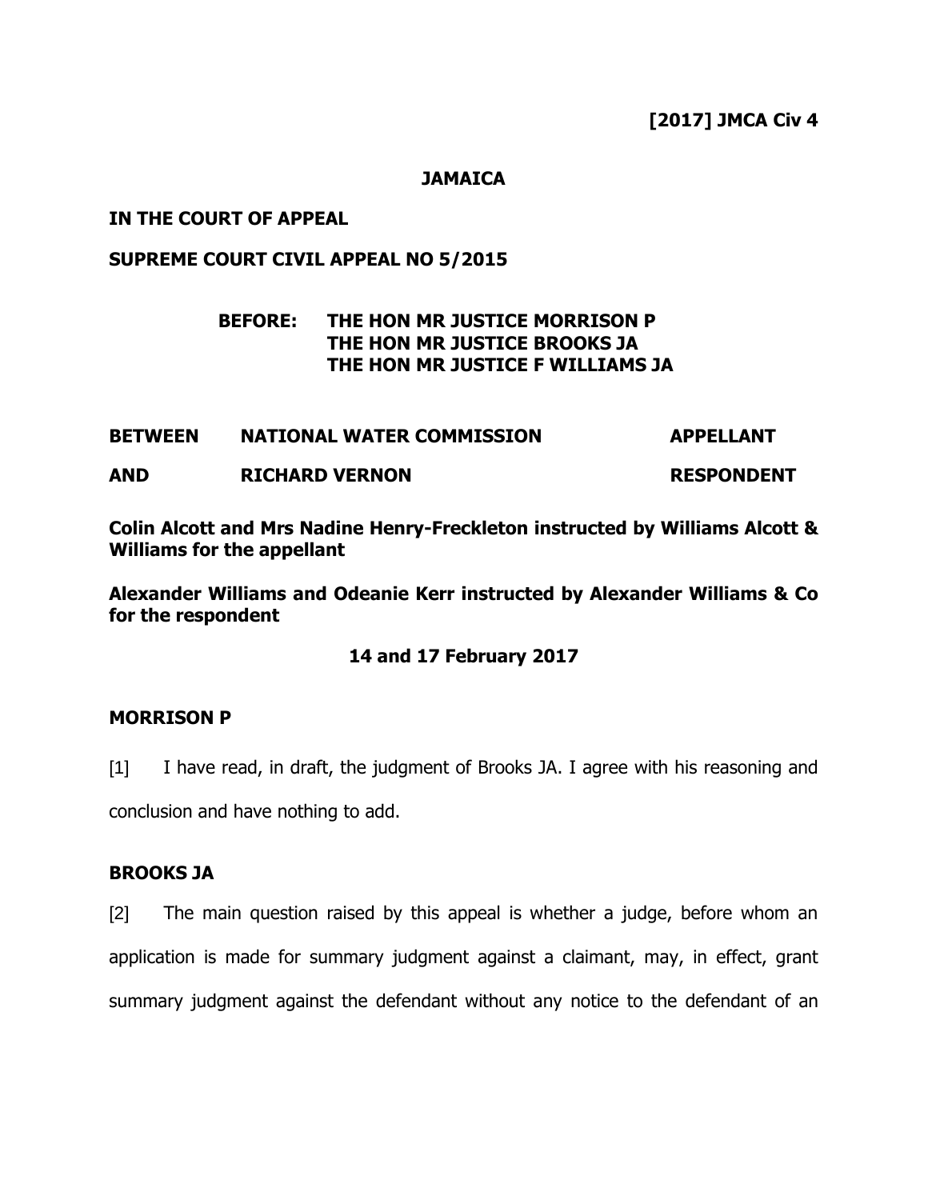**[2017] JMCA Civ 4**

**JAMAICA**

**IN THE COURT OF APPEAL**

**SUPREME COURT CIVIL APPEAL NO 5/2015**

**BEFORE: THE HON MR JUSTICE MORRISON P**
**THE HON MR JUSTICE BROOKS JA**
**THE HON MR JUSTICE F WILLIAMS JA**

| | | |
|---|---|---|
| **BETWEEN** | **NATIONAL WATER COMMISSION** | **APPELLANT** |
| **AND** | **RICHARD VERNON** | **RESPONDENT** |

**Colin Alcott and Mrs Nadine Henry-Freckleton instructed by Williams Alcott & Williams for the appellant**

**Alexander Williams and Odeanie Kerr instructed by Alexander Williams & Co for the respondent**

**14 and 17 February 2017**

## MORRISON P

[1] I have read, in draft, the judgment of Brooks JA. I agree with his reasoning and conclusion and have nothing to add.

## BROOKS JA

[2] The main question raised by this appeal is whether a judge, before whom an application is made for summary judgment against a claimant, may, in effect, grant summary judgment against the defendant without any notice to the defendant of an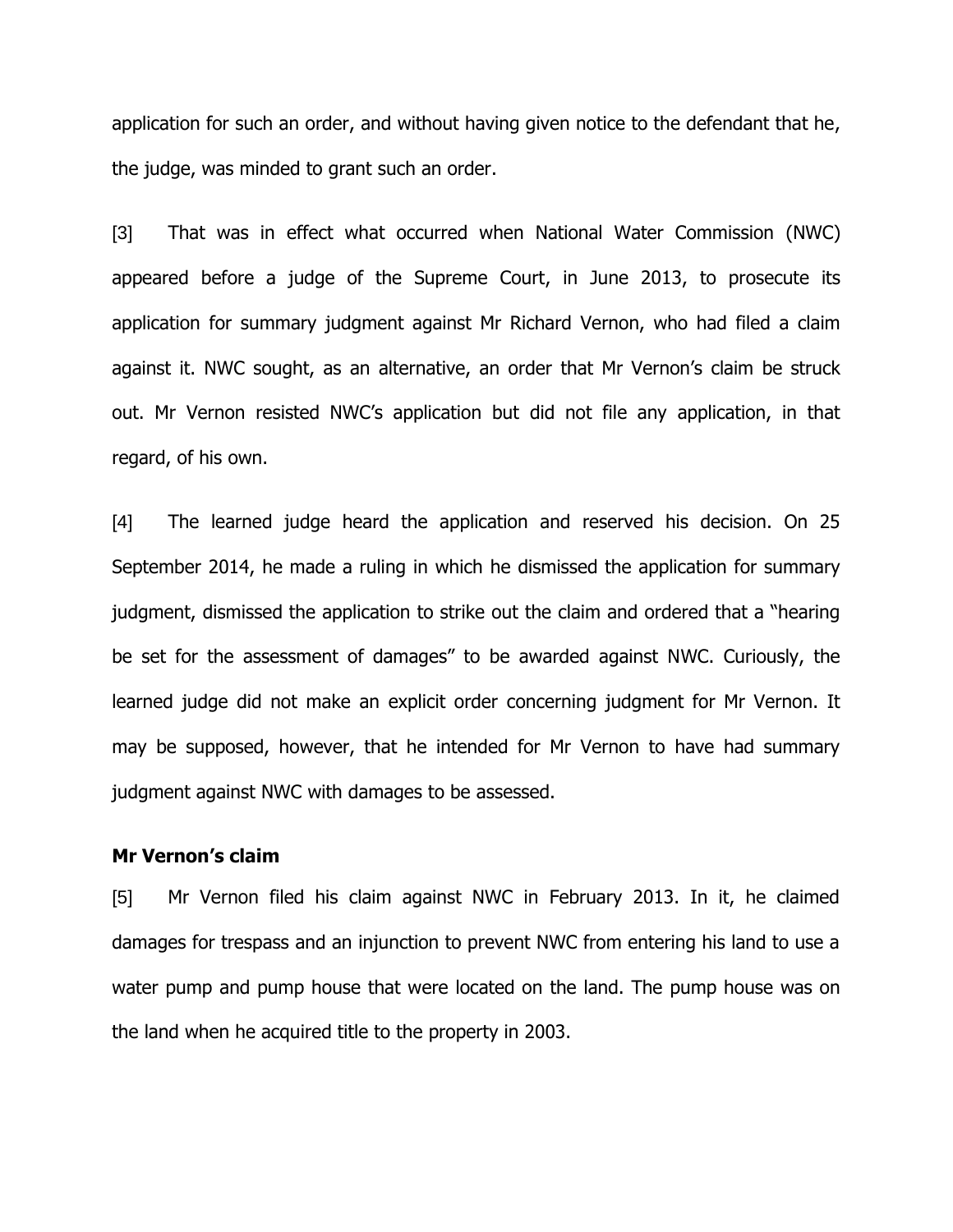application for such an order, and without having given notice to the defendant that he, the judge, was minded to grant such an order.

[3] That was in effect what occurred when National Water Commission (NWC) appeared before a judge of the Supreme Court, in June 2013, to prosecute its application for summary judgment against Mr Richard Vernon, who had filed a claim against it. NWC sought, as an alternative, an order that Mr Vernon's claim be struck out. Mr Vernon resisted NWC's application but did not file any application, in that regard, of his own.

[4] The learned judge heard the application and reserved his decision. On 25 September 2014, he made a ruling in which he dismissed the application for summary judgment, dismissed the application to strike out the claim and ordered that a "hearing be set for the assessment of damages" to be awarded against NWC. Curiously, the learned judge did not make an explicit order concerning judgment for Mr Vernon. It may be supposed, however, that he intended for Mr Vernon to have had summary judgment against NWC with damages to be assessed.

**Mr Vernon's claim**

[5] Mr Vernon filed his claim against NWC in February 2013. In it, he claimed damages for trespass and an injunction to prevent NWC from entering his land to use a water pump and pump house that were located on the land. The pump house was on the land when he acquired title to the property in 2003.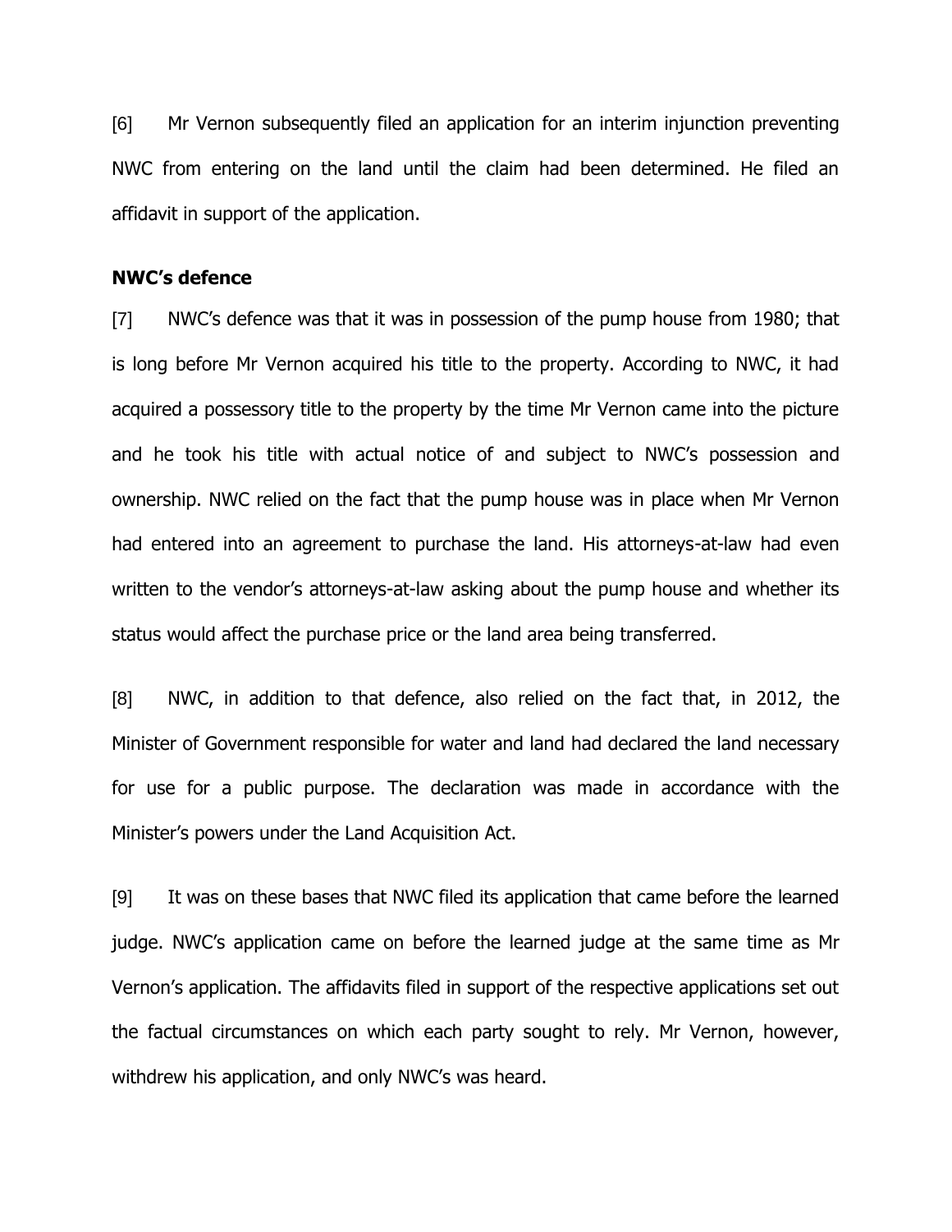[6] Mr Vernon subsequently filed an application for an interim injunction preventing NWC from entering on the land until the claim had been determined. He filed an affidavit in support of the application.

**NWC's defence**

[7] NWC's defence was that it was in possession of the pump house from 1980; that is long before Mr Vernon acquired his title to the property. According to NWC, it had acquired a possessory title to the property by the time Mr Vernon came into the picture and he took his title with actual notice of and subject to NWC's possession and ownership. NWC relied on the fact that the pump house was in place when Mr Vernon had entered into an agreement to purchase the land. His attorneys-at-law had even written to the vendor's attorneys-at-law asking about the pump house and whether its status would affect the purchase price or the land area being transferred.

[8] NWC, in addition to that defence, also relied on the fact that, in 2012, the Minister of Government responsible for water and land had declared the land necessary for use for a public purpose. The declaration was made in accordance with the Minister's powers under the Land Acquisition Act.

[9] It was on these bases that NWC filed its application that came before the learned judge. NWC's application came on before the learned judge at the same time as Mr Vernon's application. The affidavits filed in support of the respective applications set out the factual circumstances on which each party sought to rely. Mr Vernon, however, withdrew his application, and only NWC's was heard.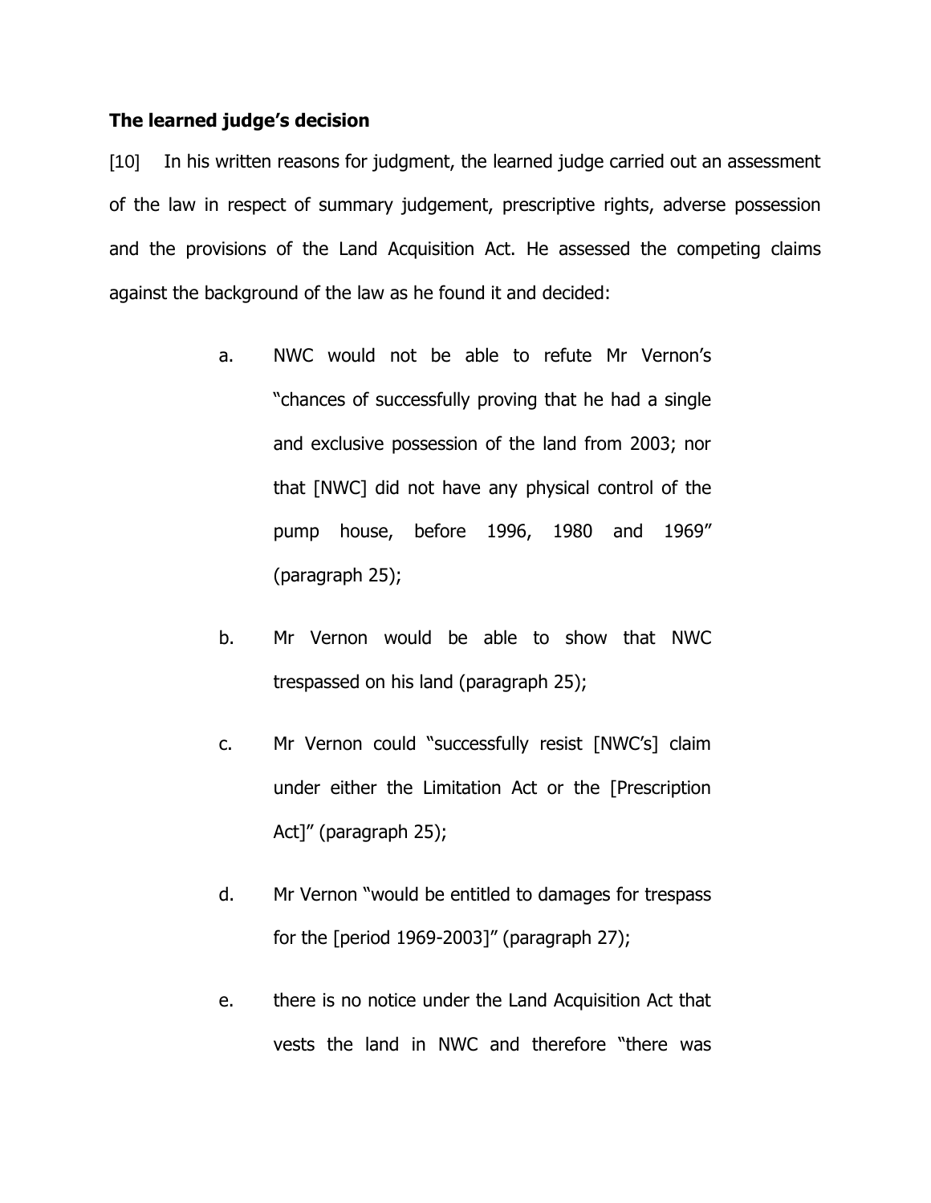**The learned judge's decision**

[10] In his written reasons for judgment, the learned judge carried out an assessment of the law in respect of summary judgement, prescriptive rights, adverse possession and the provisions of the Land Acquisition Act. He assessed the competing claims against the background of the law as he found it and decided:

a. NWC would not be able to refute Mr Vernon's "chances of successfully proving that he had a single and exclusive possession of the land from 2003; nor that [NWC] did not have any physical control of the pump house, before 1996, 1980 and 1969" (paragraph 25);

b. Mr Vernon would be able to show that NWC trespassed on his land (paragraph 25);

c. Mr Vernon could "successfully resist [NWC's] claim under either the Limitation Act or the [Prescription Act]" (paragraph 25);

d. Mr Vernon "would be entitled to damages for trespass for the [period 1969-2003]" (paragraph 27);

e. there is no notice under the Land Acquisition Act that vests the land in NWC and therefore "there was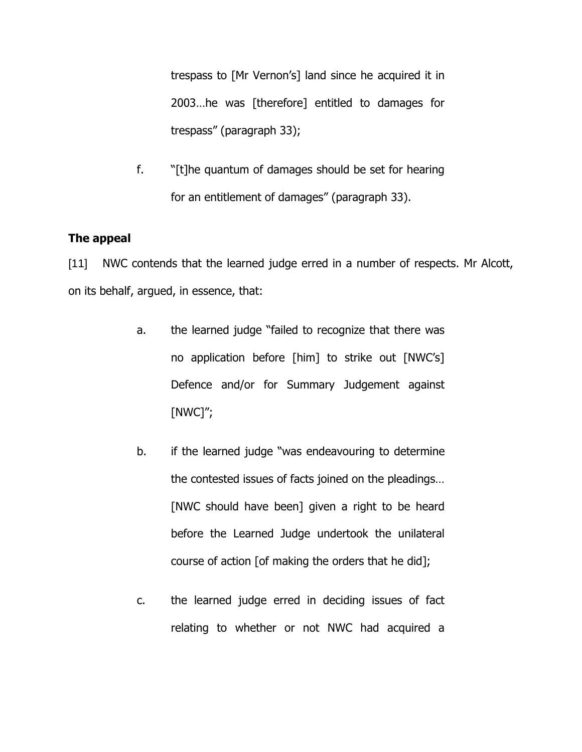trespass to [Mr Vernon's] land since he acquired it in 2003…he was [therefore] entitled to damages for trespass" (paragraph 33);

f. "[t]he quantum of damages should be set for hearing for an entitlement of damages" (paragraph 33).

**The appeal**

[11] NWC contends that the learned judge erred in a number of respects. Mr Alcott, on its behalf, argued, in essence, that:

a. the learned judge "failed to recognize that there was no application before [him] to strike out [NWC's] Defence and/or for Summary Judgement against [NWC]";

b. if the learned judge "was endeavouring to determine the contested issues of facts joined on the pleadings… [NWC should have been] given a right to be heard before the Learned Judge undertook the unilateral course of action [of making the orders that he did];

c. the learned judge erred in deciding issues of fact relating to whether or not NWC had acquired a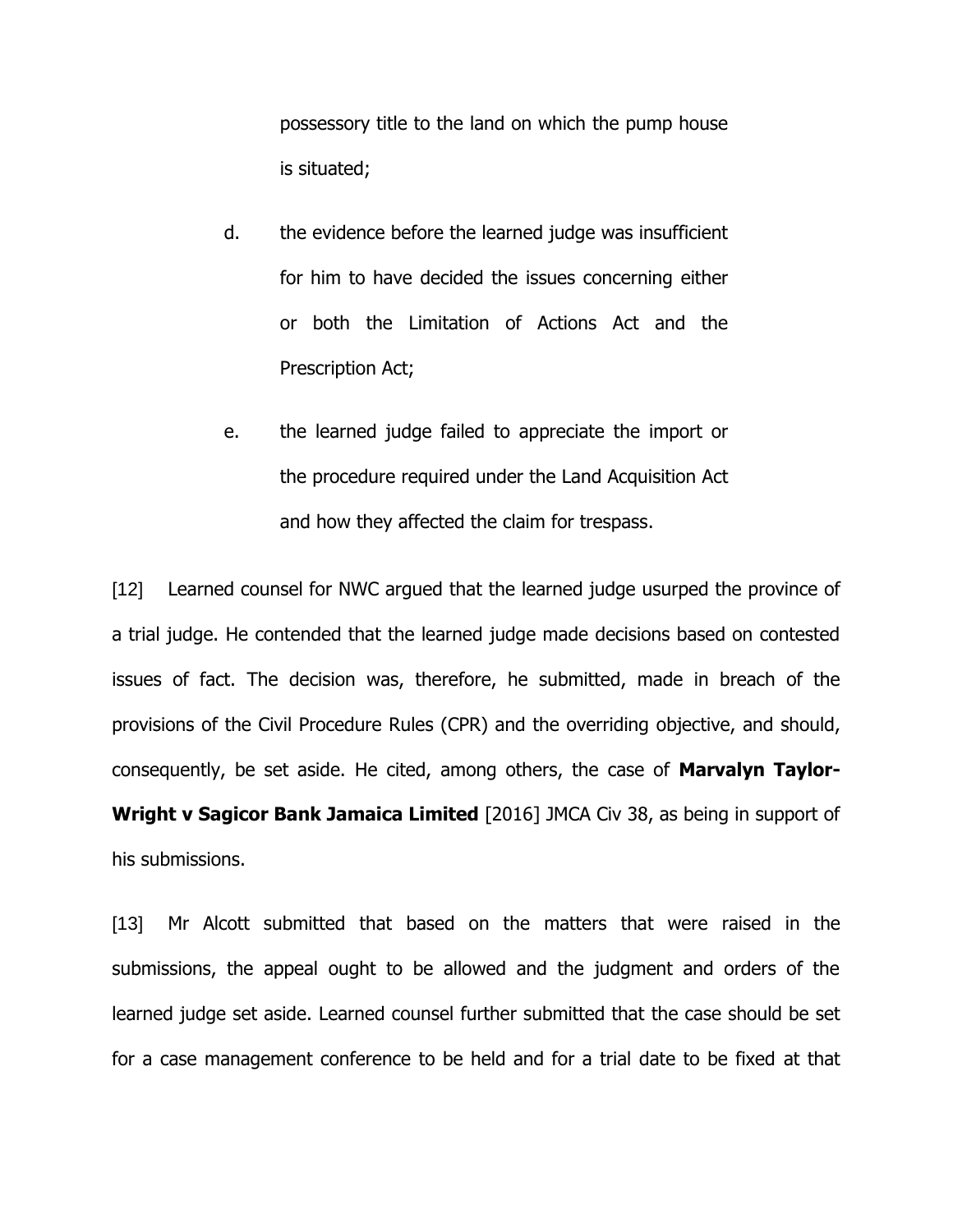possessory title to the land on which the pump house is situated;

d. the evidence before the learned judge was insufficient for him to have decided the issues concerning either or both the Limitation of Actions Act and the Prescription Act;

e. the learned judge failed to appreciate the import or the procedure required under the Land Acquisition Act and how they affected the claim for trespass.

[12] Learned counsel for NWC argued that the learned judge usurped the province of a trial judge. He contended that the learned judge made decisions based on contested issues of fact. The decision was, therefore, he submitted, made in breach of the provisions of the Civil Procedure Rules (CPR) and the overriding objective, and should, consequently, be set aside. He cited, among others, the case of **Marvalyn Taylor-Wright v Sagicor Bank Jamaica Limited** [2016] JMCA Civ 38, as being in support of his submissions.

[13] Mr Alcott submitted that based on the matters that were raised in the submissions, the appeal ought to be allowed and the judgment and orders of the learned judge set aside. Learned counsel further submitted that the case should be set for a case management conference to be held and for a trial date to be fixed at that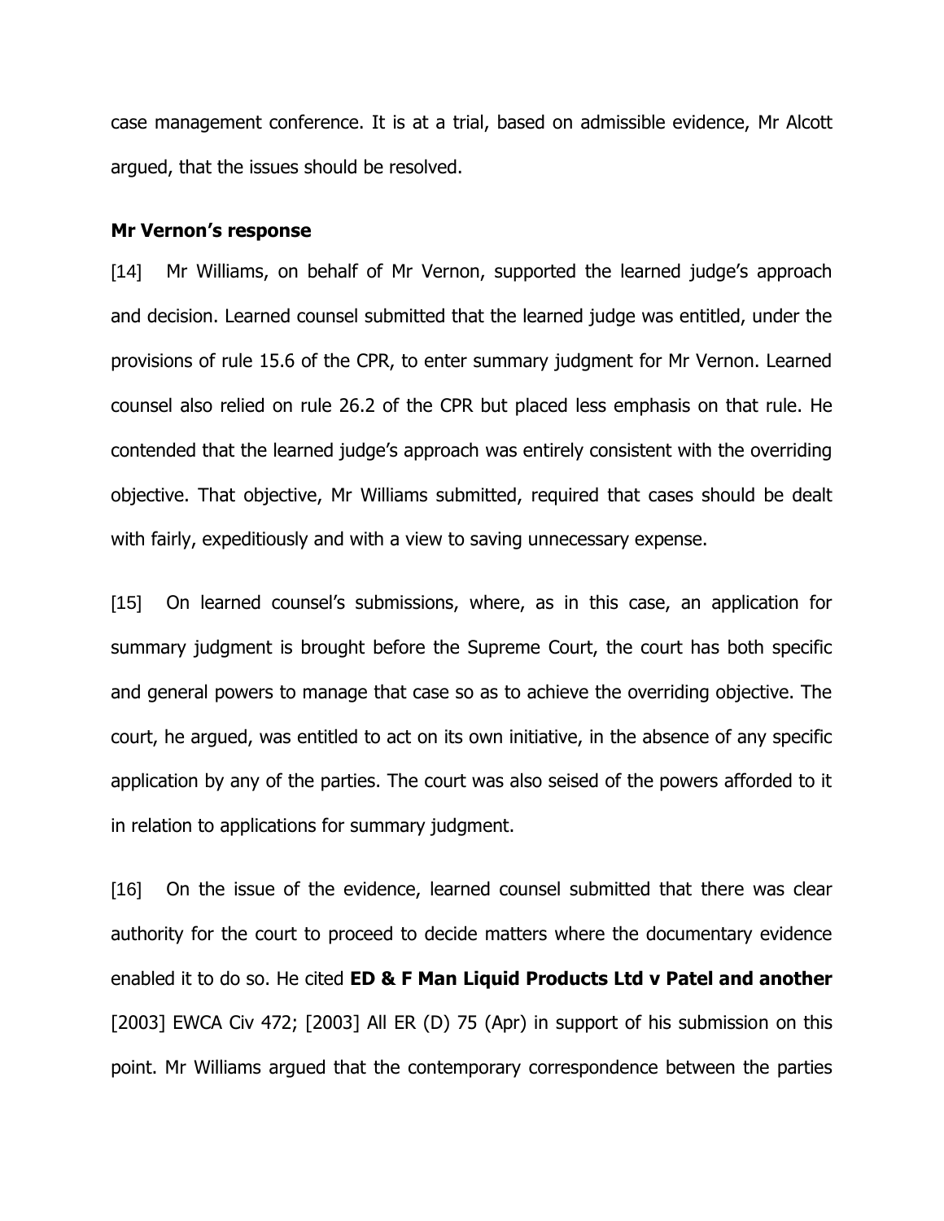case management conference. It is at a trial, based on admissible evidence, Mr Alcott argued, that the issues should be resolved.

**Mr Vernon's response**

[14] Mr Williams, on behalf of Mr Vernon, supported the learned judge's approach and decision. Learned counsel submitted that the learned judge was entitled, under the provisions of rule 15.6 of the CPR, to enter summary judgment for Mr Vernon. Learned counsel also relied on rule 26.2 of the CPR but placed less emphasis on that rule. He contended that the learned judge's approach was entirely consistent with the overriding objective. That objective, Mr Williams submitted, required that cases should be dealt with fairly, expeditiously and with a view to saving unnecessary expense.

[15] On learned counsel's submissions, where, as in this case, an application for summary judgment is brought before the Supreme Court, the court has both specific and general powers to manage that case so as to achieve the overriding objective. The court, he argued, was entitled to act on its own initiative, in the absence of any specific application by any of the parties. The court was also seised of the powers afforded to it in relation to applications for summary judgment.

[16] On the issue of the evidence, learned counsel submitted that there was clear authority for the court to proceed to decide matters where the documentary evidence enabled it to do so. He cited **ED & F Man Liquid Products Ltd v Patel and another** [2003] EWCA Civ 472; [2003] All ER (D) 75 (Apr) in support of his submission on this point. Mr Williams argued that the contemporary correspondence between the parties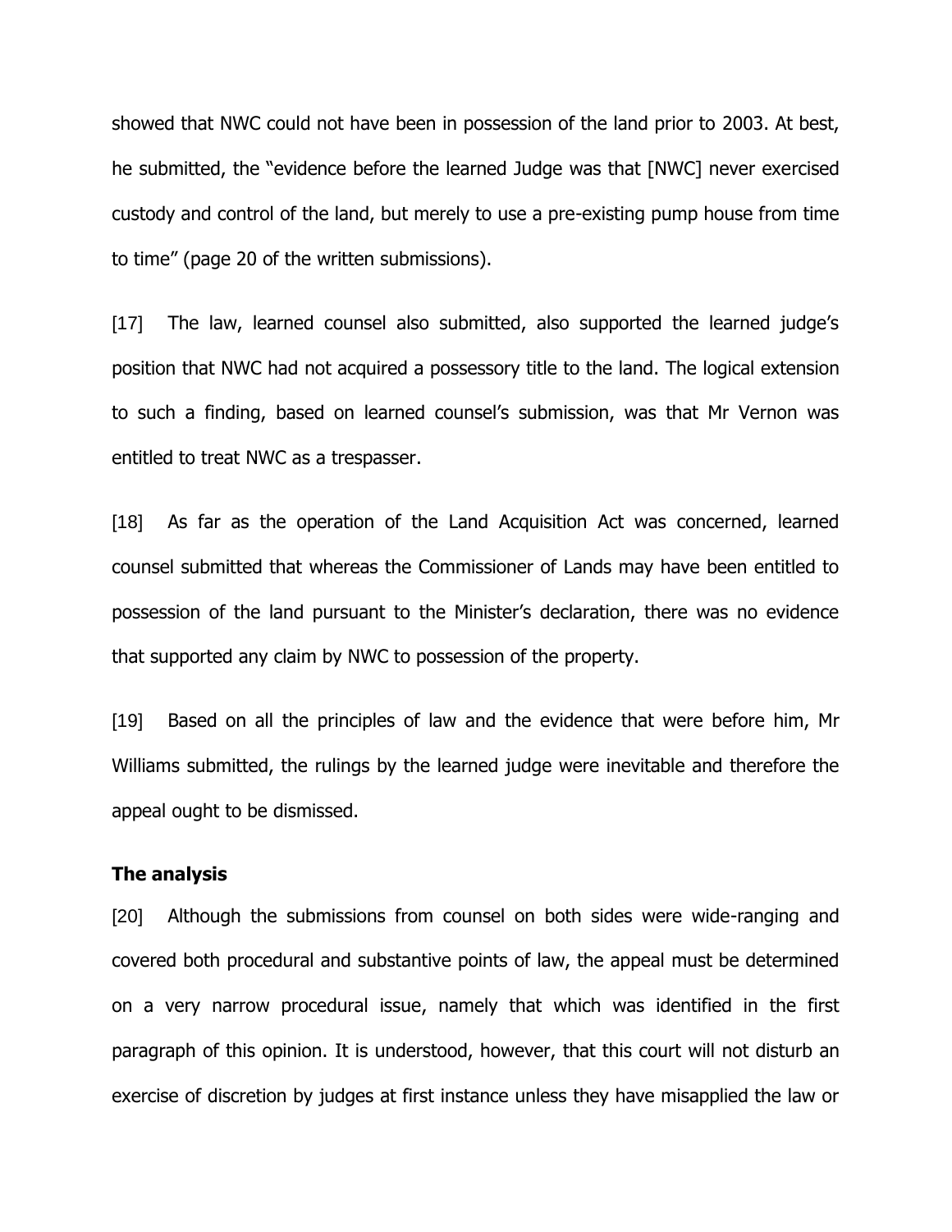showed that NWC could not have been in possession of the land prior to 2003. At best, he submitted, the "evidence before the learned Judge was that [NWC] never exercised custody and control of the land, but merely to use a pre-existing pump house from time to time" (page 20 of the written submissions).

[17] The law, learned counsel also submitted, also supported the learned judge's position that NWC had not acquired a possessory title to the land. The logical extension to such a finding, based on learned counsel's submission, was that Mr Vernon was entitled to treat NWC as a trespasser.

[18] As far as the operation of the Land Acquisition Act was concerned, learned counsel submitted that whereas the Commissioner of Lands may have been entitled to possession of the land pursuant to the Minister's declaration, there was no evidence that supported any claim by NWC to possession of the property.

[19] Based on all the principles of law and the evidence that were before him, Mr Williams submitted, the rulings by the learned judge were inevitable and therefore the appeal ought to be dismissed.

**The analysis**

[20] Although the submissions from counsel on both sides were wide-ranging and covered both procedural and substantive points of law, the appeal must be determined on a very narrow procedural issue, namely that which was identified in the first paragraph of this opinion. It is understood, however, that this court will not disturb an exercise of discretion by judges at first instance unless they have misapplied the law or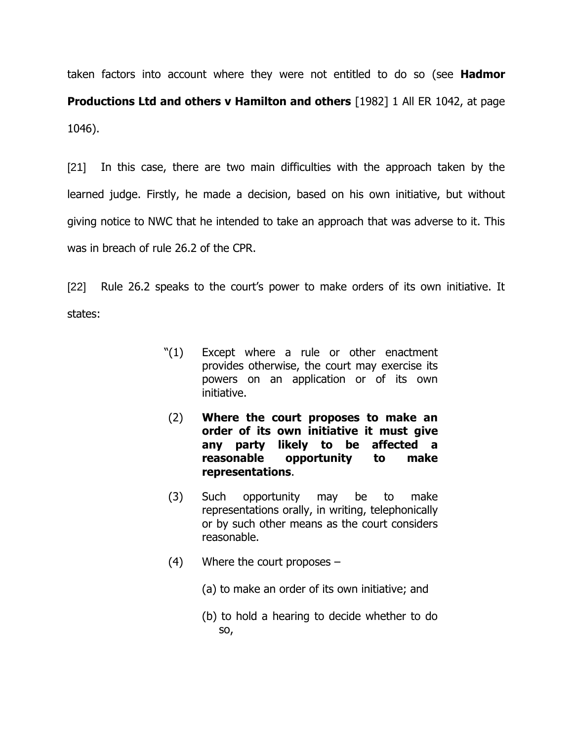taken factors into account where they were not entitled to do so (see **Hadmor Productions Ltd and others v Hamilton and others** [1982] 1 All ER 1042, at page 1046).

[21] In this case, there are two main difficulties with the approach taken by the learned judge. Firstly, he made a decision, based on his own initiative, but without giving notice to NWC that he intended to take an approach that was adverse to it. This was in breach of rule 26.2 of the CPR.

[22] Rule 26.2 speaks to the court's power to make orders of its own initiative. It states:

> "(1) Except where a rule or other enactment provides otherwise, the court may exercise its powers on an application or of its own initiative.
>
> (2) **Where the court proposes to make an order of its own initiative it must give any party likely to be affected a reasonable opportunity to make representations**.
>
> (3) Such opportunity may be to make representations orally, in writing, telephonically or by such other means as the court considers reasonable.
>
> (4) Where the court proposes –
>
> (a) to make an order of its own initiative; and
>
> (b) to hold a hearing to decide whether to do so,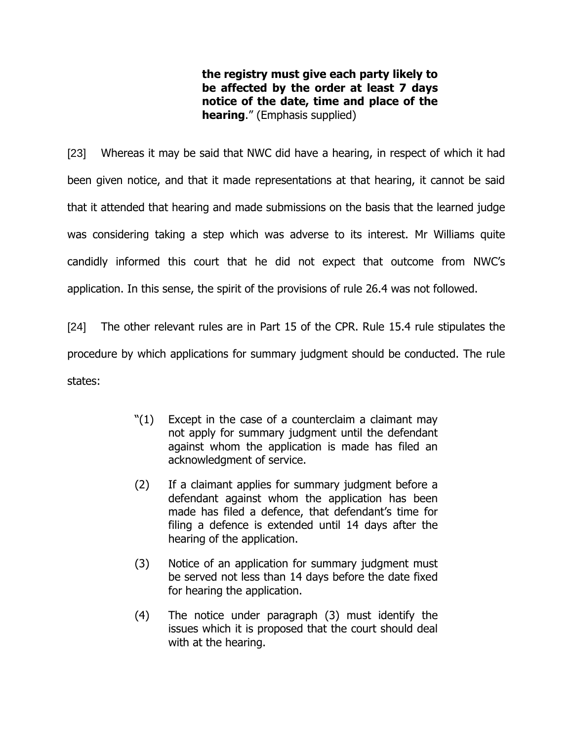> **the registry must give each party likely to be affected by the order at least 7 days notice of the date, time and place of the hearing**." (Emphasis supplied)

[23] Whereas it may be said that NWC did have a hearing, in respect of which it had been given notice, and that it made representations at that hearing, it cannot be said that it attended that hearing and made submissions on the basis that the learned judge was considering taking a step which was adverse to its interest. Mr Williams quite candidly informed this court that he did not expect that outcome from NWC's application. In this sense, the spirit of the provisions of rule 26.4 was not followed.

[24] The other relevant rules are in Part 15 of the CPR. Rule 15.4 rule stipulates the procedure by which applications for summary judgment should be conducted. The rule states:

> "(1) Except in the case of a counterclaim a claimant may not apply for summary judgment until the defendant against whom the application is made has filed an acknowledgment of service.
>
> (2) If a claimant applies for summary judgment before a defendant against whom the application has been made has filed a defence, that defendant's time for filing a defence is extended until 14 days after the hearing of the application.
>
> (3) Notice of an application for summary judgment must be served not less than 14 days before the date fixed for hearing the application.
>
> (4) The notice under paragraph (3) must identify the issues which it is proposed that the court should deal with at the hearing.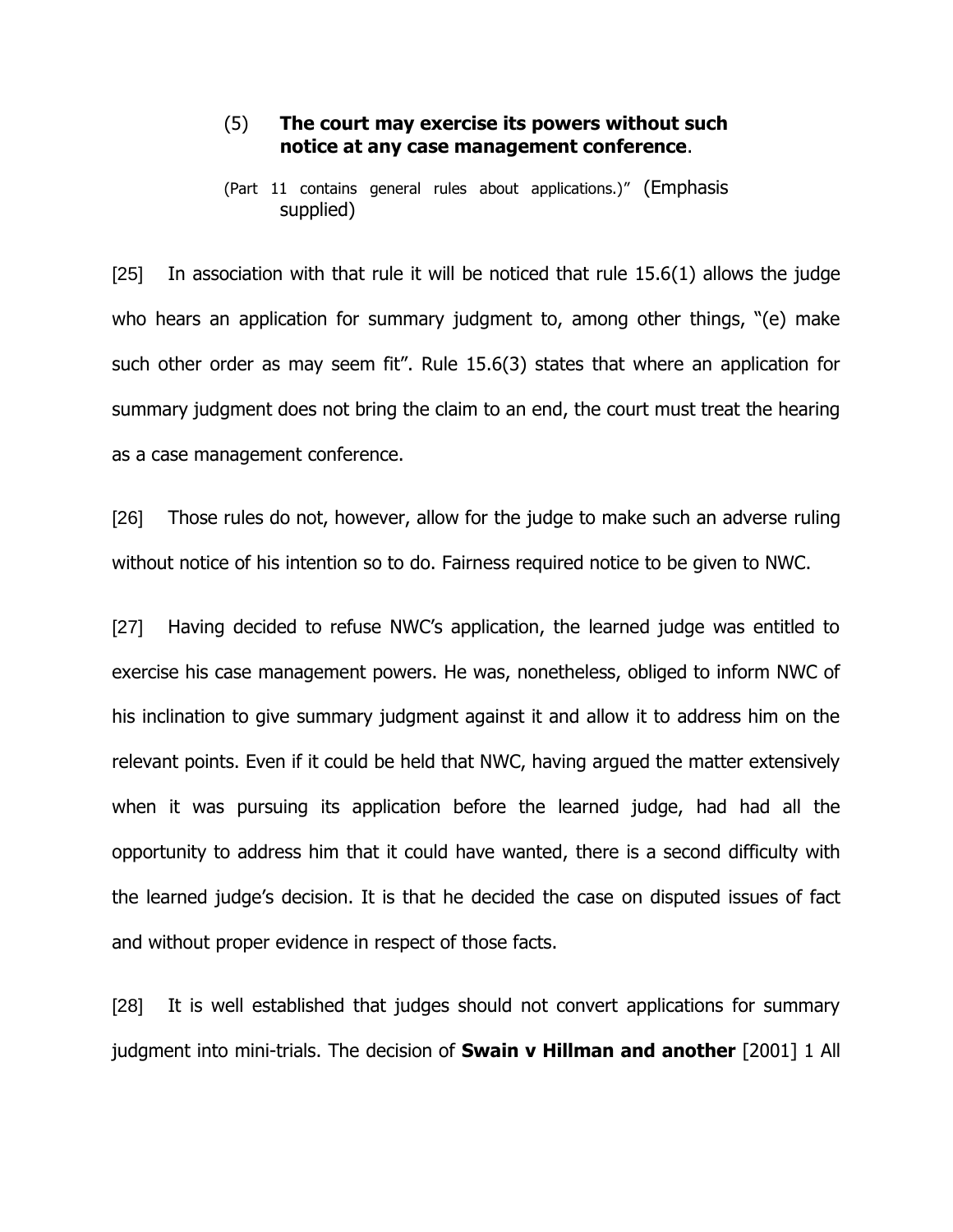(5) **The court may exercise its powers without such notice at any case management conference**.

(Part 11 contains general rules about applications.)" (Emphasis supplied)

[25] In association with that rule it will be noticed that rule 15.6(1) allows the judge who hears an application for summary judgment to, among other things, "(e) make such other order as may seem fit". Rule 15.6(3) states that where an application for summary judgment does not bring the claim to an end, the court must treat the hearing as a case management conference.

[26] Those rules do not, however, allow for the judge to make such an adverse ruling without notice of his intention so to do. Fairness required notice to be given to NWC.

[27] Having decided to refuse NWC's application, the learned judge was entitled to exercise his case management powers. He was, nonetheless, obliged to inform NWC of his inclination to give summary judgment against it and allow it to address him on the relevant points. Even if it could be held that NWC, having argued the matter extensively when it was pursuing its application before the learned judge, had had all the opportunity to address him that it could have wanted, there is a second difficulty with the learned judge's decision. It is that he decided the case on disputed issues of fact and without proper evidence in respect of those facts.

[28] It is well established that judges should not convert applications for summary judgment into mini-trials. The decision of **Swain v Hillman and another** [2001] 1 All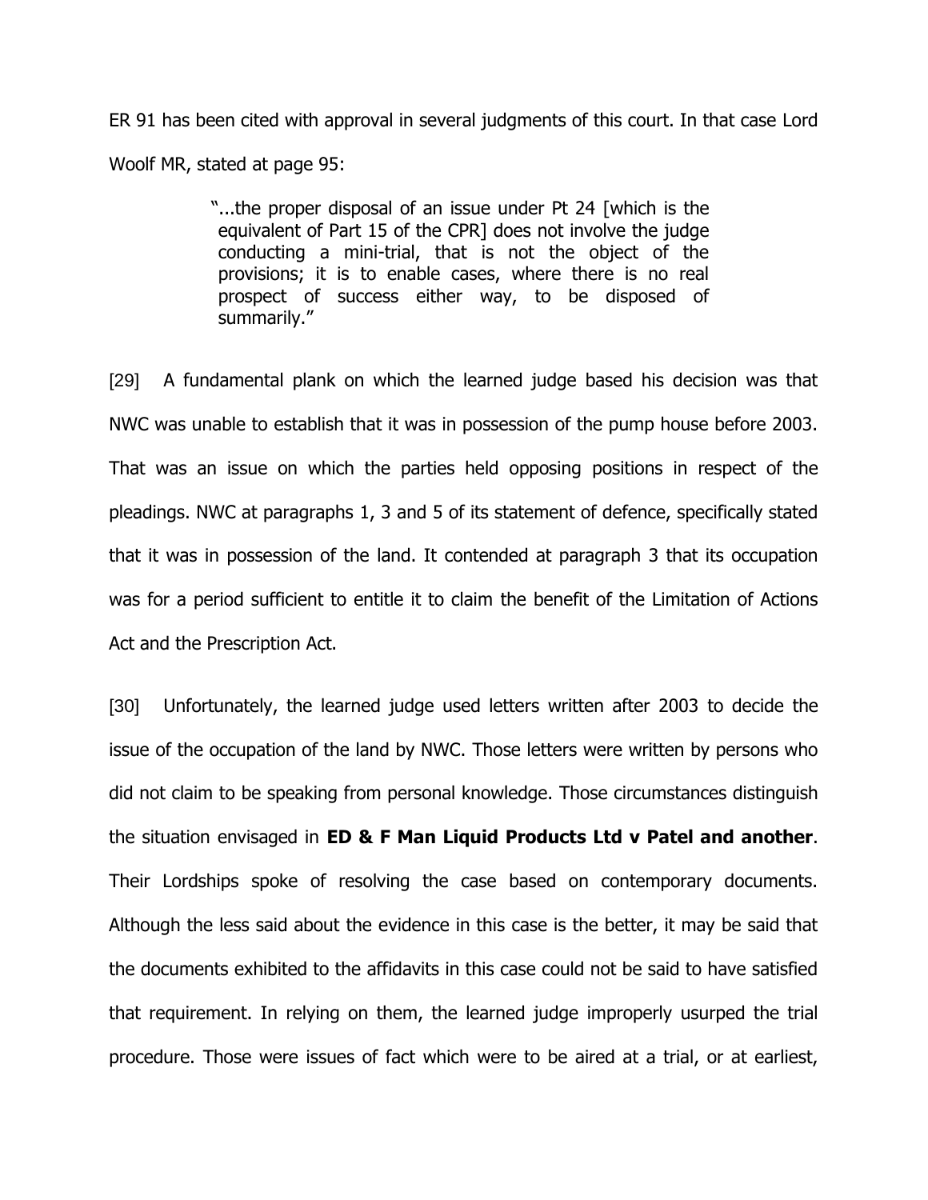ER 91 has been cited with approval in several judgments of this court. In that case Lord Woolf MR, stated at page 95:

> "...the proper disposal of an issue under Pt 24 [which is the equivalent of Part 15 of the CPR] does not involve the judge conducting a mini-trial, that is not the object of the provisions; it is to enable cases, where there is no real prospect of success either way, to be disposed of summarily."

[29] A fundamental plank on which the learned judge based his decision was that NWC was unable to establish that it was in possession of the pump house before 2003. That was an issue on which the parties held opposing positions in respect of the pleadings. NWC at paragraphs 1, 3 and 5 of its statement of defence, specifically stated that it was in possession of the land. It contended at paragraph 3 that its occupation was for a period sufficient to entitle it to claim the benefit of the Limitation of Actions Act and the Prescription Act.

[30] Unfortunately, the learned judge used letters written after 2003 to decide the issue of the occupation of the land by NWC. Those letters were written by persons who did not claim to be speaking from personal knowledge. Those circumstances distinguish the situation envisaged in **ED & F Man Liquid Products Ltd v Patel and another**. Their Lordships spoke of resolving the case based on contemporary documents. Although the less said about the evidence in this case is the better, it may be said that the documents exhibited to the affidavits in this case could not be said to have satisfied that requirement. In relying on them, the learned judge improperly usurped the trial procedure. Those were issues of fact which were to be aired at a trial, or at earliest,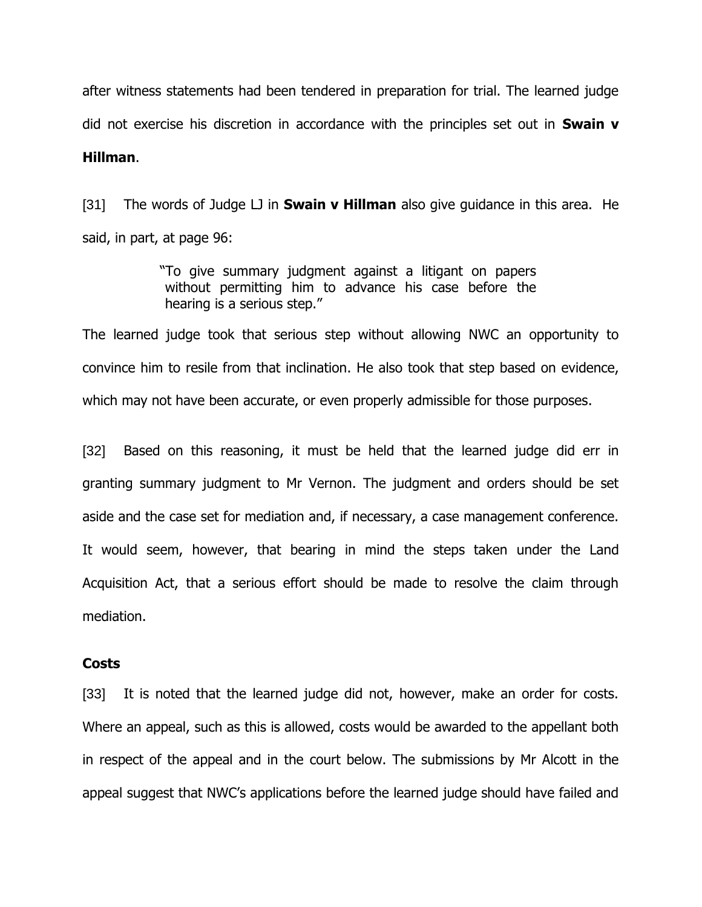after witness statements had been tendered in preparation for trial. The learned judge did not exercise his discretion in accordance with the principles set out in **Swain v Hillman**.

[31] The words of Judge LJ in **Swain v Hillman** also give guidance in this area. He said, in part, at page 96:

> "To give summary judgment against a litigant on papers without permitting him to advance his case before the hearing is a serious step."

The learned judge took that serious step without allowing NWC an opportunity to convince him to resile from that inclination. He also took that step based on evidence, which may not have been accurate, or even properly admissible for those purposes.

[32] Based on this reasoning, it must be held that the learned judge did err in granting summary judgment to Mr Vernon. The judgment and orders should be set aside and the case set for mediation and, if necessary, a case management conference. It would seem, however, that bearing in mind the steps taken under the Land Acquisition Act, that a serious effort should be made to resolve the claim through mediation.

**Costs**

[33] It is noted that the learned judge did not, however, make an order for costs. Where an appeal, such as this is allowed, costs would be awarded to the appellant both in respect of the appeal and in the court below. The submissions by Mr Alcott in the appeal suggest that NWC's applications before the learned judge should have failed and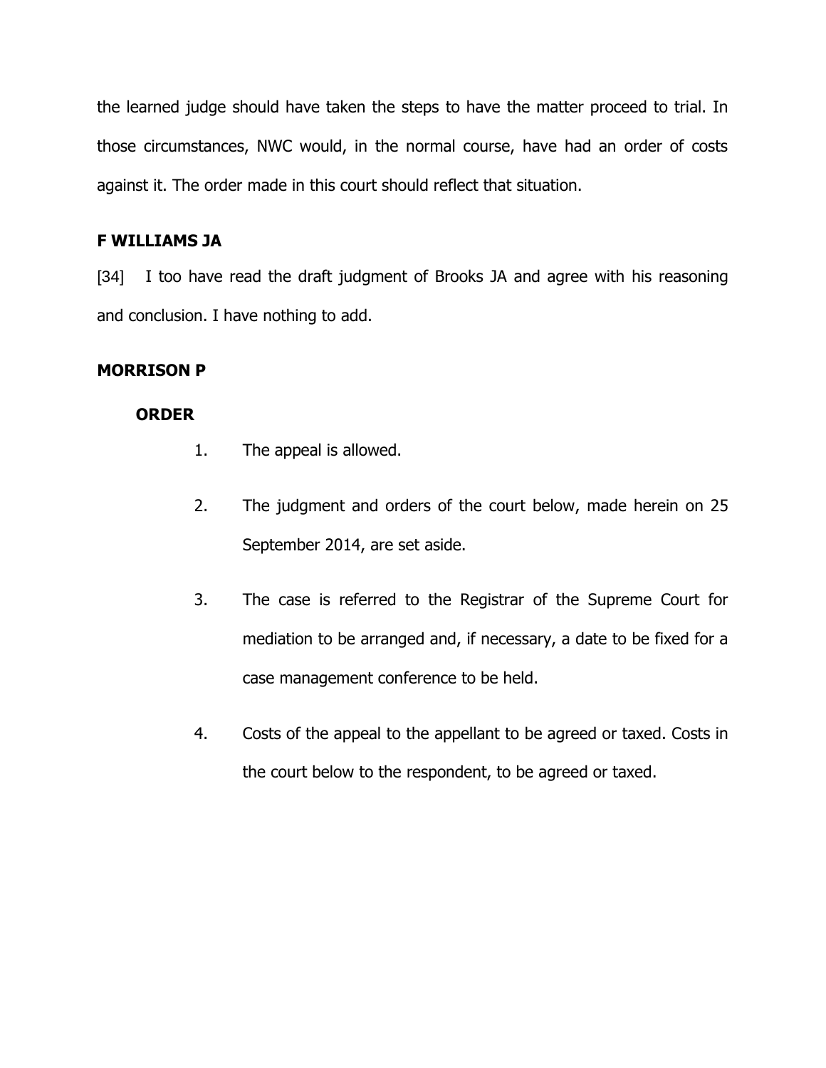the learned judge should have taken the steps to have the matter proceed to trial. In those circumstances, NWC would, in the normal course, have had an order of costs against it. The order made in this court should reflect that situation.

**F WILLIAMS JA**

[34] I too have read the draft judgment of Brooks JA and agree with his reasoning and conclusion. I have nothing to add.

**MORRISON P**

**ORDER**

1. The appeal is allowed.

2. The judgment and orders of the court below, made herein on 25 September 2014, are set aside.

3. The case is referred to the Registrar of the Supreme Court for mediation to be arranged and, if necessary, a date to be fixed for a case management conference to be held.

4. Costs of the appeal to the appellant to be agreed or taxed. Costs in the court below to the respondent, to be agreed or taxed.